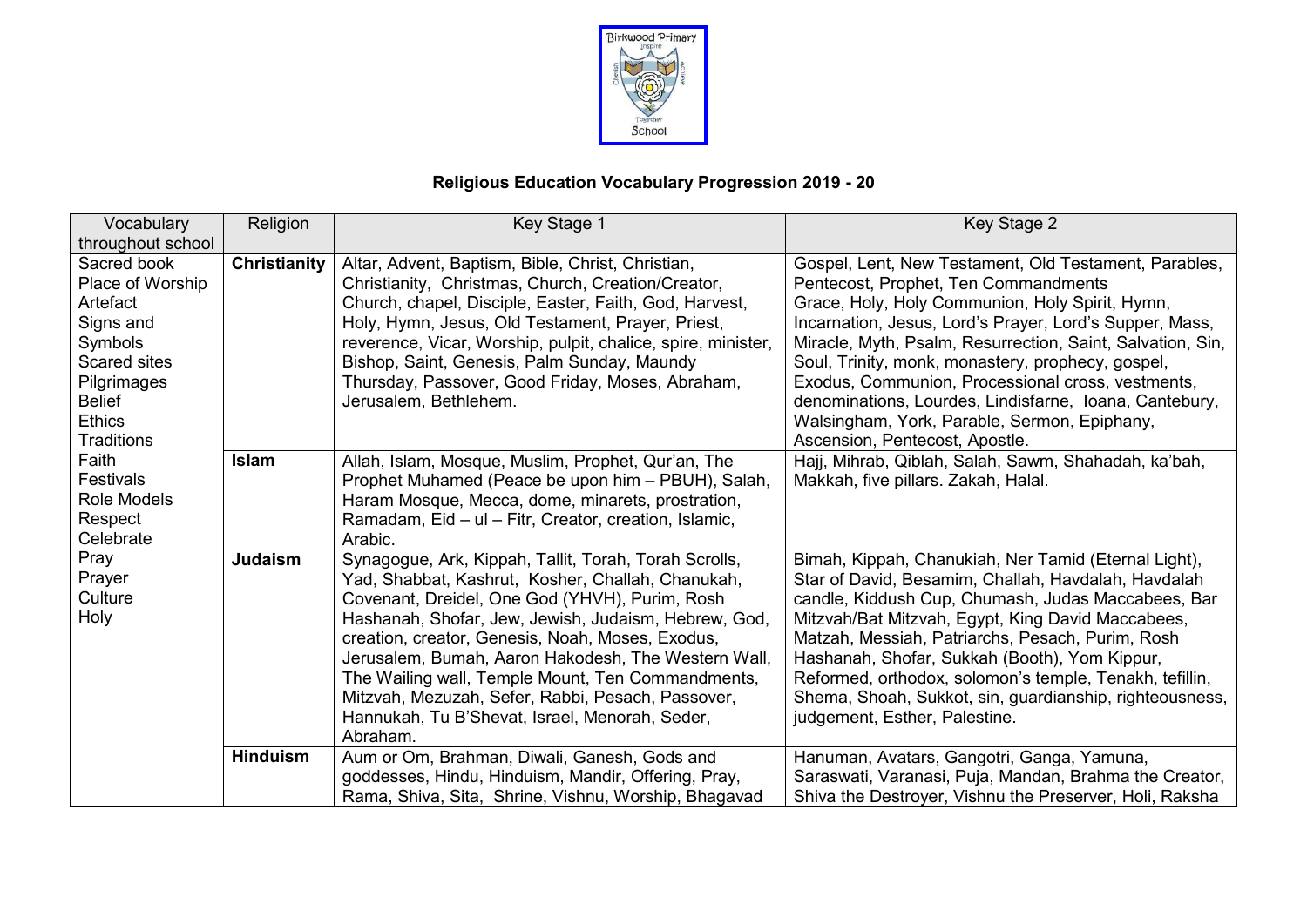## Religious Education Vocabulary Progression 2019 - 20

| Vocabulary throughout school | Religion | Key Stage 1 | Key Stage 2 |
|---|---|---|---|
| Sacred book<br>Place of Worship<br>Artefact<br>Signs and Symbols<br>Scared sites<br>Pilgrimages<br>Belief<br>Ethics<br>Traditions<br>Faith<br>Festivals<br>Role Models<br>Respect<br>Celebrate<br>Pray<br>Prayer<br>Culture<br>Holy | **Christianity** | Altar, Advent, Baptism, Bible, Christ, Christian, Christianity, Christmas, Church, Creation/Creator, Church, chapel, Disciple, Easter, Faith, God, Harvest, Holy, Hymn, Jesus, Old Testament, Prayer, Priest, reverence, Vicar, Worship, pulpit, chalice, spire, minister, Bishop, Saint, Genesis, Palm Sunday, Maundy Thursday, Passover, Good Friday, Moses, Abraham, Jerusalem, Bethlehem. | Gospel, Lent, New Testament, Old Testament, Parables, Pentecost, Prophet, Ten Commandments Grace, Holy, Holy Communion, Holy Spirit, Hymn, Incarnation, Jesus, Lord's Prayer, Lord's Supper, Mass, Miracle, Myth, Psalm, Resurrection, Saint, Salvation, Sin, Soul, Trinity, monk, monastery, prophecy, gospel, Exodus, Communion, Processional cross, vestments, denominations, Lourdes, Lindisfarne, Ioana, Cantebury, Walsingham, York, Parable, Sermon, Epiphany, Ascension, Pentecost, Apostle. |
| | **Islam** | Allah, Islam, Mosque, Muslim, Prophet, Qur'an, The Prophet Muhamed (Peace be upon him – PBUH), Salah, Haram Mosque, Mecca, dome, minarets, prostration, Ramadam, Eid – ul – Fitr, Creator, creation, Islamic, Arabic. | Hajj, Mihrab, Qiblah, Salah, Sawm, Shahadah, ka'bah, Makkah, five pillars. Zakah, Halal. |
| | **Judaism** | Synagogue, Ark, Kippah, Tallit, Torah, Torah Scrolls, Yad, Shabbat, Kashrut, Kosher, Challah, Chanukah, Covenant, Dreidel, One God (YHVH), Purim, Rosh Hashanah, Shofar, Jew, Jewish, Judaism, Hebrew, God, creation, creator, Genesis, Noah, Moses, Exodus, Jerusalem, Bumah, Aaron Hakodesh, The Western Wall, The Wailing wall, Temple Mount, Ten Commandments, Mitzvah, Mezuzah, Sefer, Rabbi, Pesach, Passover, Hannukah, Tu B'Shevat, Israel, Menorah, Seder, Abraham. | Bimah, Kippah, Chanukiah, Ner Tamid (Eternal Light), Star of David, Besamim, Challah, Havdalah, Havdalah candle, Kiddush Cup, Chumash, Judas Maccabees, Bar Mitzvah/Bat Mitzvah, Egypt, King David Maccabees, Matzah, Messiah, Patriarchs, Pesach, Purim, Rosh Hashanah, Shofar, Sukkah (Booth), Yom Kippur, Reformed, orthodox, solomon's temple, Tenakh, tefillin, Shema, Shoah, Sukkot, sin, guardianship, righteousness, judgement, Esther, Palestine. |
| | **Hinduism** | Aum or Om, Brahman, Diwali, Ganesh, Gods and goddesses, Hindu, Hinduism, Mandir, Offering, Pray, Rama, Shiva, Sita, Shrine, Vishnu, Worship, Bhagavad | Hanuman, Avatars, Gangotri, Ganga, Yamuna, Saraswati, Varanasi, Puja, Mandan, Brahma the Creator, Shiva the Destroyer, Vishnu the Preserver, Holi, Raksha |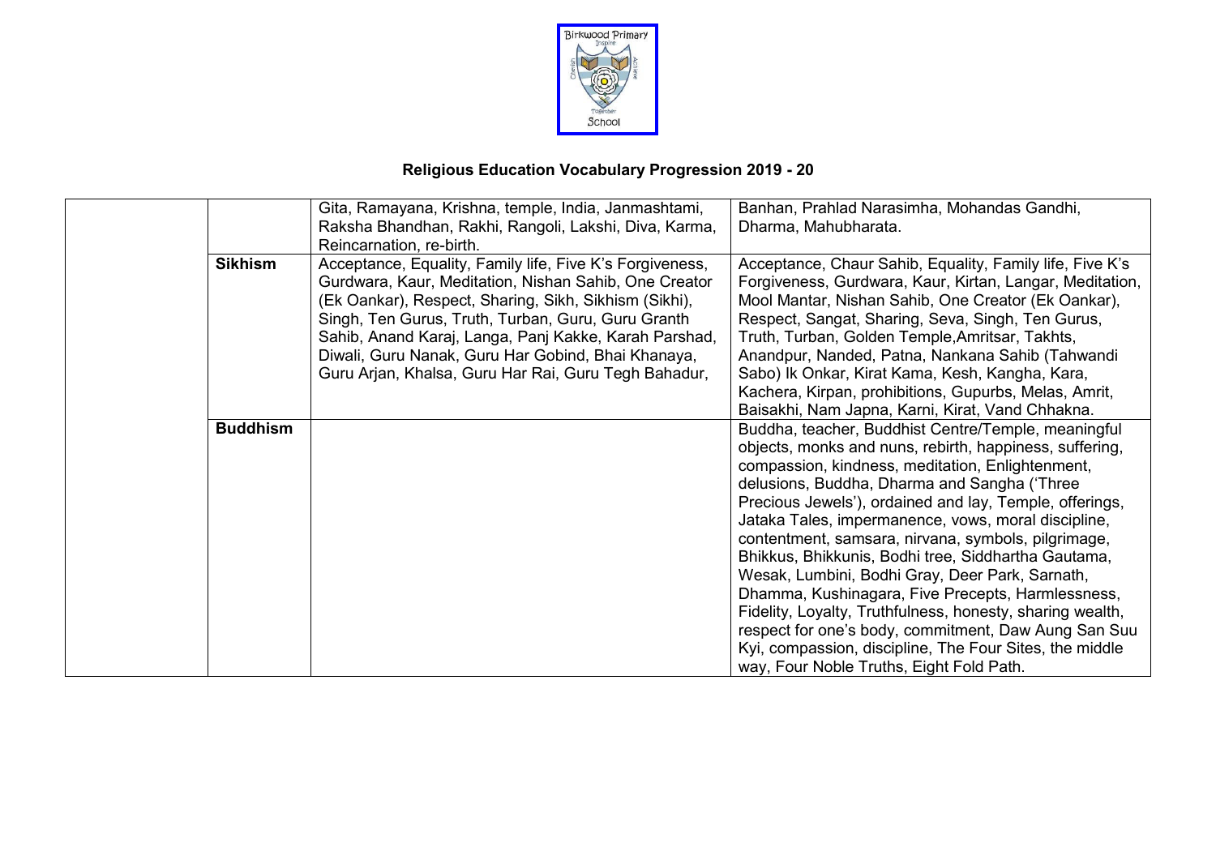**Religious Education Vocabulary Progression 2019 - 20**

| | | | |
|---|---|---|---|
| | | Gita, Ramayana, Krishna, temple, India, Janmashtami, Raksha Bhandhan, Rakhi, Rangoli, Lakshi, Diva, Karma, Reincarnation, re-birth. | Banhan, Prahlad Narasimha, Mohandas Gandhi, Dharma, Mahubharata. |
| | **Sikhism** | Acceptance, Equality, Family life, Five K's Forgiveness, Gurdwara, Kaur, Meditation, Nishan Sahib, One Creator (Ek Oankar), Respect, Sharing, Sikh, Sikhism (Sikhi), Singh, Ten Gurus, Truth, Turban, Guru, Guru Granth Sahib, Anand Karaj, Langa, Panj Kakke, Karah Parshad, Diwali, Guru Nanak, Guru Har Gobind, Bhai Khanaya, Guru Arjan, Khalsa, Guru Har Rai, Guru Tegh Bahadur, | Acceptance, Chaur Sahib, Equality, Family life, Five K's Forgiveness, Gurdwara, Kaur, Kirtan, Langar, Meditation, Mool Mantar, Nishan Sahib, One Creator (Ek Oankar), Respect, Sangat, Sharing, Seva, Singh, Ten Gurus, Truth, Turban, Golden Temple,Amritsar, Takhts, Anandpur, Nanded, Patna, Nankana Sahib (Tahwandi Sabo) Ik Onkar, Kirat Kama, Kesh, Kangha, Kara, Kachera, Kirpan, prohibitions, Gupurbs, Melas, Amrit, Baisakhi, Nam Japna, Karni, Kirat, Vand Chhakna. |
| | **Buddhism** | | Buddha, teacher, Buddhist Centre/Temple, meaningful objects, monks and nuns, rebirth, happiness, suffering, compassion, kindness, meditation, Enlightenment, delusions, Buddha, Dharma and Sangha ('Three Precious Jewels'), ordained and lay, Temple, offerings, Jataka Tales, impermanence, vows, moral discipline, contentment, samsara, nirvana, symbols, pilgrimage, Bhikkus, Bhikkunis, Bodhi tree, Siddhartha Gautama, Wesak, Lumbini, Bodhi Gray, Deer Park, Sarnath, Dhamma, Kushinagara, Five Precepts, Harmlessness, Fidelity, Loyalty, Truthfulness, honesty, sharing wealth, respect for one's body, commitment, Daw Aung San Suu Kyi, compassion, discipline, The Four Sites, the middle way, Four Noble Truths, Eight Fold Path. |